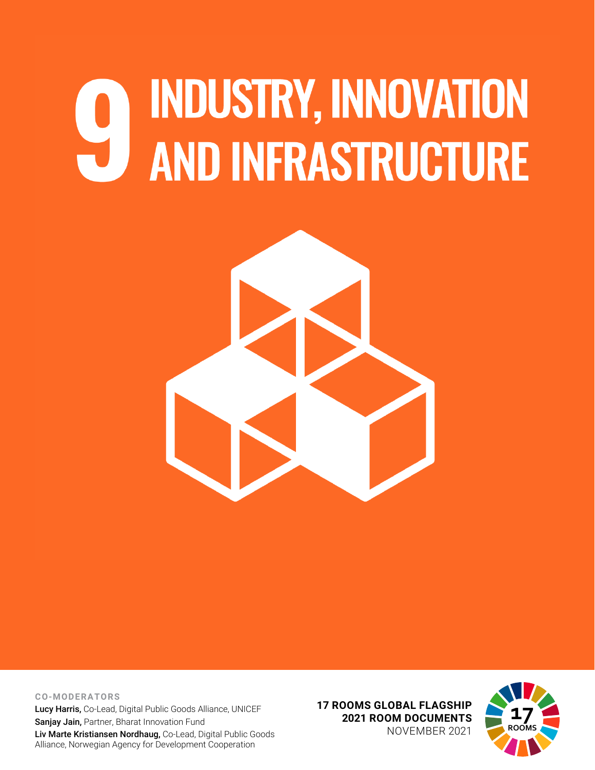# 9 INDUSTRY, INNOVATION AND INFRASTRUCTURE

**CO-MODERATORS**

**Lucy Harris,** Co-Lead, Digital Public Goods Alliance, UNICEF
**Sanjay Jain,** Partner, Bharat Innovation Fund
**Liv Marte Kristiansen Nordhaug,** Co-Lead, Digital Public Goods Alliance, Norwegian Agency for Development Cooperation

**17 ROOMS GLOBAL FLAGSHIP**
**2021 ROOM DOCUMENTS**
NOVEMBER 2021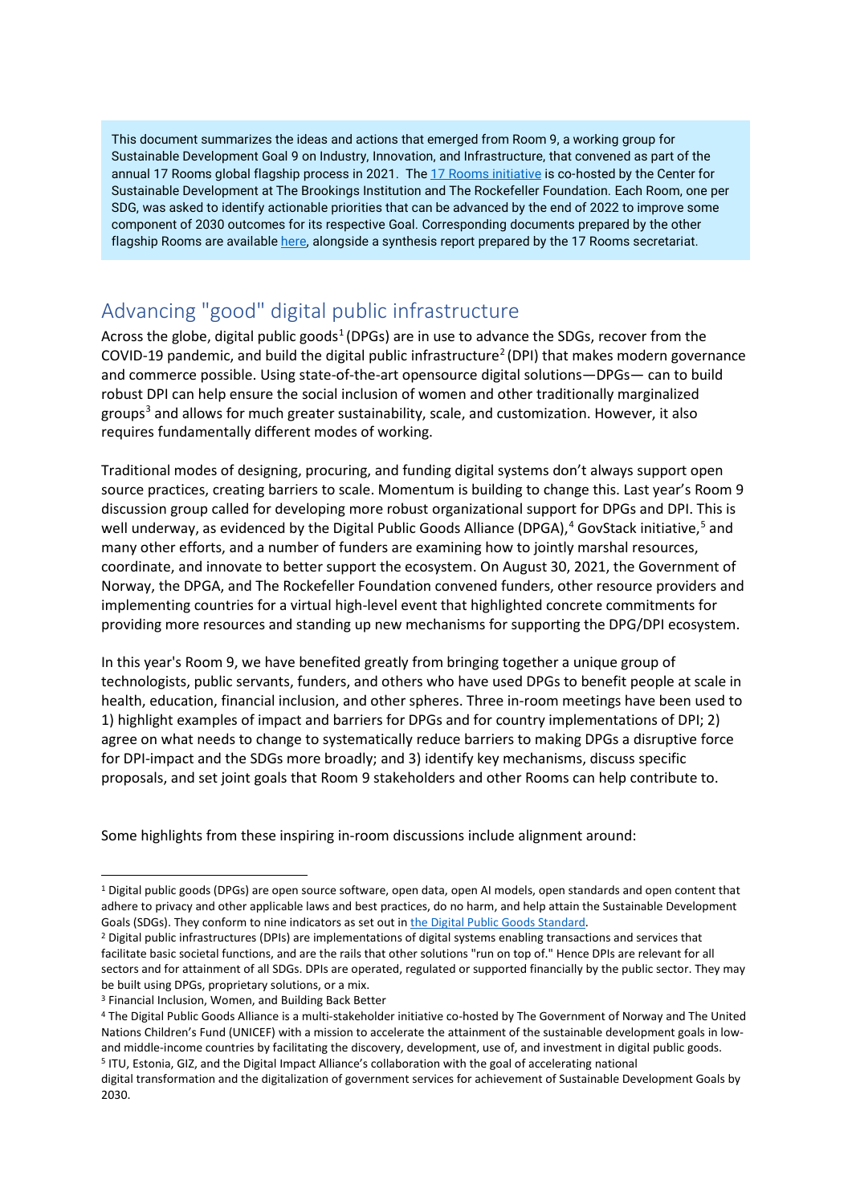This document summarizes the ideas and actions that emerged from Room 9, a working group for Sustainable Development Goal 9 on Industry, Innovation, and Infrastructure, that convened as part of the annual 17 Rooms global flagship process in 2021. The 17 Rooms initiative is co-hosted by the Center for Sustainable Development at The Brookings Institution and The Rockefeller Foundation. Each Room, one per SDG, was asked to identify actionable priorities that can be advanced by the end of 2022 to improve some component of 2030 outcomes for its respective Goal. Corresponding documents prepared by the other flagship Rooms are available here, alongside a synthesis report prepared by the 17 Rooms secretariat.

## Advancing "good" digital public infrastructure

Across the globe, digital public goods[1] (DPGs) are in use to advance the SDGs, recover from the COVID-19 pandemic, and build the digital public infrastructure[2] (DPI) that makes modern governance and commerce possible. Using state-of-the-art opensource digital solutions—DPGs— can to build robust DPI can help ensure the social inclusion of women and other traditionally marginalized groups[3] and allows for much greater sustainability, scale, and customization. However, it also requires fundamentally different modes of working.

Traditional modes of designing, procuring, and funding digital systems don't always support open source practices, creating barriers to scale. Momentum is building to change this. Last year's Room 9 discussion group called for developing more robust organizational support for DPGs and DPI. This is well underway, as evidenced by the Digital Public Goods Alliance (DPGA),[4] GovStack initiative,[5] and many other efforts, and a number of funders are examining how to jointly marshal resources, coordinate, and innovate to better support the ecosystem. On August 30, 2021, the Government of Norway, the DPGA, and The Rockefeller Foundation convened funders, other resource providers and implementing countries for a virtual high-level event that highlighted concrete commitments for providing more resources and standing up new mechanisms for supporting the DPG/DPI ecosystem.

In this year's Room 9, we have benefited greatly from bringing together a unique group of technologists, public servants, funders, and others who have used DPGs to benefit people at scale in health, education, financial inclusion, and other spheres. Three in-room meetings have been used to 1) highlight examples of impact and barriers for DPGs and for country implementations of DPI; 2) agree on what needs to change to systematically reduce barriers to making DPGs a disruptive force for DPI-impact and the SDGs more broadly; and 3) identify key mechanisms, discuss specific proposals, and set joint goals that Room 9 stakeholders and other Rooms can help contribute to.

Some highlights from these inspiring in-room discussions include alignment around:

---

[1] Digital public goods (DPGs) are open source software, open data, open AI models, open standards and open content that adhere to privacy and other applicable laws and best practices, do no harm, and help attain the Sustainable Development Goals (SDGs). They conform to nine indicators as set out in the Digital Public Goods Standard.

[2] Digital public infrastructures (DPIs) are implementations of digital systems enabling transactions and services that facilitate basic societal functions, and are the rails that other solutions "run on top of." Hence DPIs are relevant for all sectors and for attainment of all SDGs. DPIs are operated, regulated or supported financially by the public sector. They may be built using DPGs, proprietary solutions, or a mix.

[3] Financial Inclusion, Women, and Building Back Better

[4] The Digital Public Goods Alliance is a multi-stakeholder initiative co-hosted by The Government of Norway and The United Nations Children's Fund (UNICEF) with a mission to accelerate the attainment of the sustainable development goals in low- and middle-income countries by facilitating the discovery, development, use of, and investment in digital public goods.

[5] ITU, Estonia, GIZ, and the Digital Impact Alliance's collaboration with the goal of accelerating national digital transformation and the digitalization of government services for achievement of Sustainable Development Goals by 2030.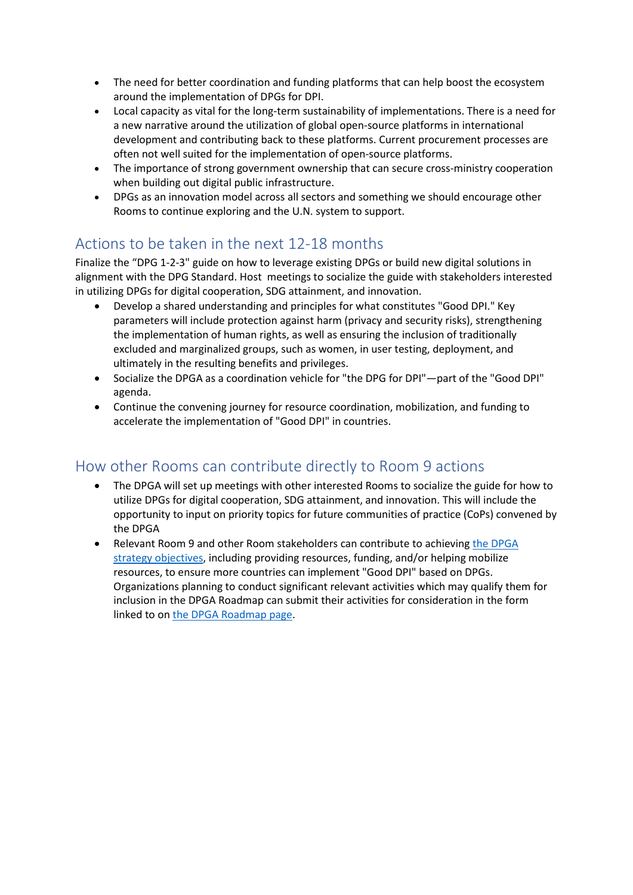- The need for better coordination and funding platforms that can help boost the ecosystem around the implementation of DPGs for DPI.
- Local capacity as vital for the long-term sustainability of implementations. There is a need for a new narrative around the utilization of global open-source platforms in international development and contributing back to these platforms. Current procurement processes are often not well suited for the implementation of open-source platforms.
- The importance of strong government ownership that can secure cross-ministry cooperation when building out digital public infrastructure.
- DPGs as an innovation model across all sectors and something we should encourage other Rooms to continue exploring and the U.N. system to support.

## Actions to be taken in the next 12-18 months

Finalize the "DPG 1-2-3" guide on how to leverage existing DPGs or build new digital solutions in alignment with the DPG Standard. Host meetings to socialize the guide with stakeholders interested in utilizing DPGs for digital cooperation, SDG attainment, and innovation.

- Develop a shared understanding and principles for what constitutes "Good DPI." Key parameters will include protection against harm (privacy and security risks), strengthening the implementation of human rights, as well as ensuring the inclusion of traditionally excluded and marginalized groups, such as women, in user testing, deployment, and ultimately in the resulting benefits and privileges.
- Socialize the DPGA as a coordination vehicle for "the DPG for DPI"—part of the "Good DPI" agenda.
- Continue the convening journey for resource coordination, mobilization, and funding to accelerate the implementation of "Good DPI" in countries.

## How other Rooms can contribute directly to Room 9 actions

- The DPGA will set up meetings with other interested Rooms to socialize the guide for how to utilize DPGs for digital cooperation, SDG attainment, and innovation. This will include the opportunity to input on priority topics for future communities of practice (CoPs) convened by the DPGA
- Relevant Room 9 and other Room stakeholders can contribute to achieving the DPGA strategy objectives, including providing resources, funding, and/or helping mobilize resources, to ensure more countries can implement "Good DPI" based on DPGs. Organizations planning to conduct significant relevant activities which may qualify them for inclusion in the DPGA Roadmap can submit their activities for consideration in the form linked to on the DPGA Roadmap page.